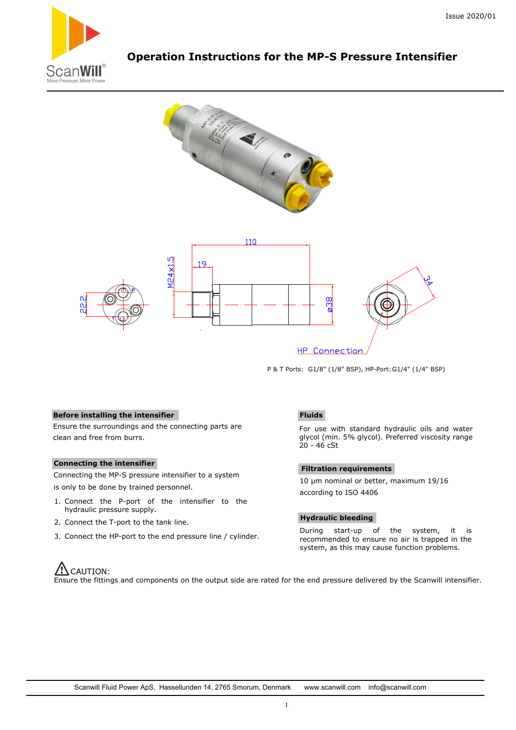Issue 2020/01

# Operation Instructions for the MP-S Pressure Intensifier

P & T Ports: G1/8" (1/8" BSP), HP-Port: G1/4" (1/4" BSP)

### Before installing the intensifier

Ensure the surroundings and the connecting parts are clean and free from burrs.

### Connecting the intensifier

Connecting the MP-S pressure intensifier to a system is only to be done by trained personnel.

1. Connect the P-port of the intensifier to the hydraulic pressure supply.
2. Connect the T-port to the tank line.
3. Connect the HP-port to the end pressure line / cylinder.

### Fluids

For use with standard hydraulic oils and water glycol (min. 5% glycol). Preferred viscosity range 20 - 46 cSt

### Filtration requirements

10 µm nominal or better, maximum 19/16 according to ISO 4406

### Hydraulic bleeding

During start-up of the system, it is recommended to ensure no air is trapped in the system, as this may cause function problems.

⚠ CAUTION:
Ensure the fittings and components on the output side are rated for the end pressure delivered by the Scanwill intensifier.

Scanwill Fluid Power ApS, Hassellunden 14, 2765 Smorum, Denmark www.scanwill.com info@scanwill.com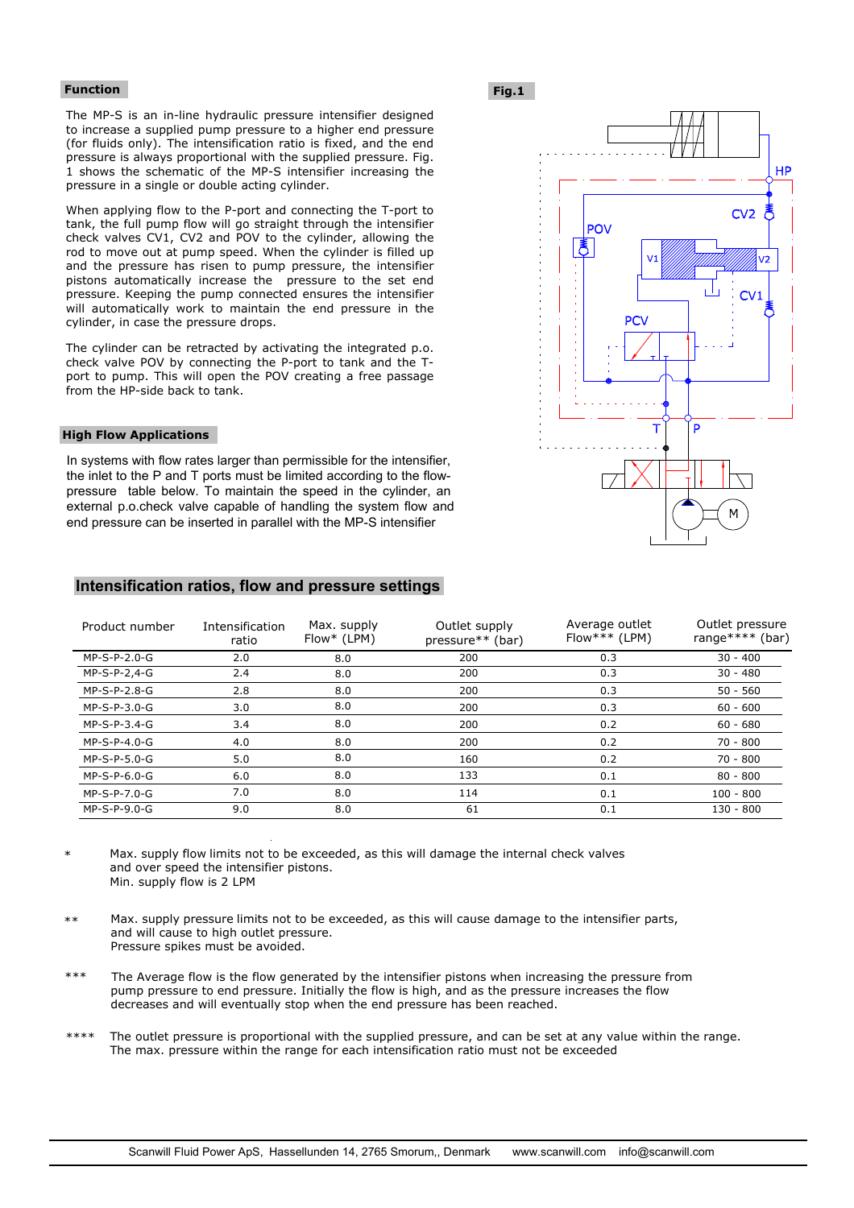## Function

The MP-S is an in-line hydraulic pressure intensifier designed to increase a supplied pump pressure to a higher end pressure (for fluids only). The intensification ratio is fixed, and the end pressure is always proportional with the supplied pressure. Fig. 1 shows the schematic of the MP-S intensifier increasing the pressure in a single or double acting cylinder.

When applying flow to the P-port and connecting the T-port to tank, the full pump flow will go straight through the intensifier check valves CV1, CV2 and POV to the cylinder, allowing the rod to move out at pump speed. When the cylinder is filled up and the pressure has risen to pump pressure, the intensifier pistons automatically increase the pressure to the set end pressure. Keeping the pump connected ensures the intensifier will automatically work to maintain the end pressure in the cylinder, in case the pressure drops.

The cylinder can be retracted by activating the integrated p.o. check valve POV by connecting the P-port to tank and the T-port to pump. This will open the POV creating a free passage from the HP-side back to tank.

## High Flow Applications

In systems with flow rates larger than permissible for the intensifier, the inlet to the P and T ports must be limited according to the flow-pressure table below. To maintain the speed in the cylinder, an external p.o.check valve capable of handling the system flow and end pressure can be inserted in parallel with the MP-S intensifier

## Fig.1

HP
CV2
POV
V1
V2
CV1
PCV
T
P
M

## Intensification ratios, flow and pressure settings

| Product number | Intensification ratio | Max. supply Flow* (LPM) | Outlet supply pressure** (bar) | Average outlet Flow*** (LPM) | Outlet pressure range**** (bar) |
|---|---|---|---|---|---|
| MP-S-P-2.0-G | 2.0 | 8.0 | 200 | 0.3 | 30 - 400 |
| MP-S-P-2,4-G | 2.4 | 8.0 | 200 | 0.3 | 30 - 480 |
| MP-S-P-2.8-G | 2.8 | 8.0 | 200 | 0.3 | 50 - 560 |
| MP-S-P-3.0-G | 3.0 | 8.0 | 200 | 0.3 | 60 - 600 |
| MP-S-P-3.4-G | 3.4 | 8.0 | 200 | 0.2 | 60 - 680 |
| MP-S-P-4.0-G | 4.0 | 8.0 | 200 | 0.2 | 70 - 800 |
| MP-S-P-5.0-G | 5.0 | 8.0 | 160 | 0.2 | 70 - 800 |
| MP-S-P-6.0-G | 6.0 | 8.0 | 133 | 0.1 | 80 - 800 |
| MP-S-P-7.0-G | 7.0 | 8.0 | 114 | 0.1 | 100 - 800 |
| MP-S-P-9.0-G | 9.0 | 8.0 | 61 | 0.1 | 130 - 800 |

\* Max. supply flow limits not to be exceeded, as this will damage the internal check valves and over speed the intensifier pistons.
Min. supply flow is 2 LPM

\*\* Max. supply pressure limits not to be exceeded, as this will cause damage to the intensifier parts, and will cause to high outlet pressure.
Pressure spikes must be avoided.

\*\*\* The Average flow is the flow generated by the intensifier pistons when increasing the pressure from pump pressure to end pressure. Initially the flow is high, and as the pressure increases the flow decreases and will eventually stop when the end pressure has been reached.

\*\*\*\* The outlet pressure is proportional with the supplied pressure, and can be set at any value within the range.
The max. pressure within the range for each intensification ratio must not be exceeded

Scanwill Fluid Power ApS, Hassellunden 14, 2765 Smorum,, Denmark www.scanwill.com info@scanwill.com